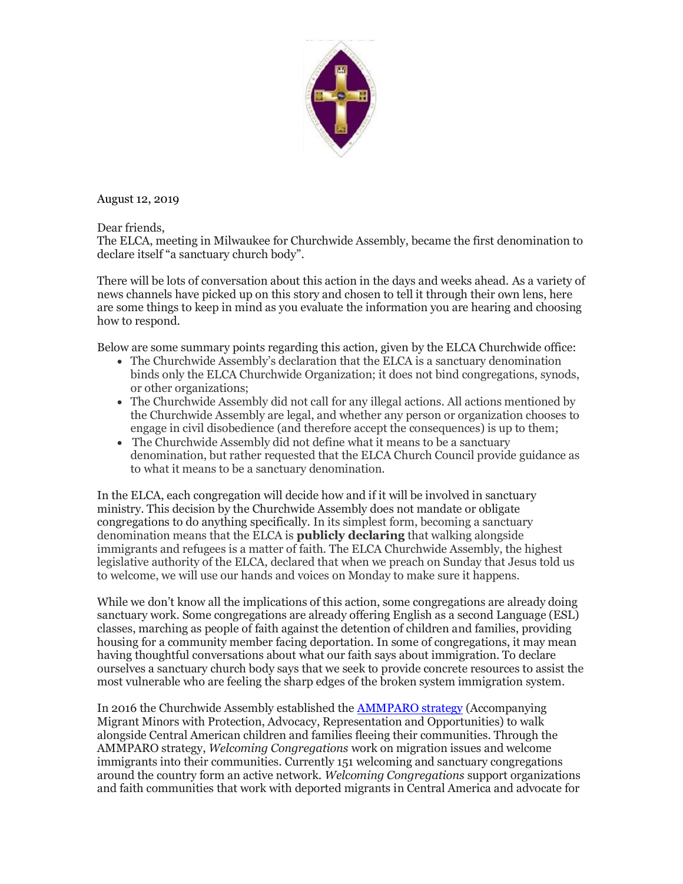August 12, 2019

Dear friends,
The ELCA, meeting in Milwaukee for Churchwide Assembly, became the first denomination to declare itself "a sanctuary church body".

There will be lots of conversation about this action in the days and weeks ahead. As a variety of news channels have picked up on this story and chosen to tell it through their own lens, here are some things to keep in mind as you evaluate the information you are hearing and choosing how to respond.

Below are some summary points regarding this action, given by the ELCA Churchwide office:

- The Churchwide Assembly's declaration that the ELCA is a sanctuary denomination binds only the ELCA Churchwide Organization; it does not bind congregations, synods, or other organizations;
- The Churchwide Assembly did not call for any illegal actions. All actions mentioned by the Churchwide Assembly are legal, and whether any person or organization chooses to engage in civil disobedience (and therefore accept the consequences) is up to them;
- The Churchwide Assembly did not define what it means to be a sanctuary denomination, but rather requested that the ELCA Church Council provide guidance as to what it means to be a sanctuary denomination.

In the ELCA, each congregation will decide how and if it will be involved in sanctuary ministry. This decision by the Churchwide Assembly does not mandate or obligate congregations to do anything specifically. In its simplest form, becoming a sanctuary denomination means that the ELCA is **publicly declaring** that walking alongside immigrants and refugees is a matter of faith. The ELCA Churchwide Assembly, the highest legislative authority of the ELCA, declared that when we preach on Sunday that Jesus told us to welcome, we will use our hands and voices on Monday to make sure it happens.

While we don't know all the implications of this action, some congregations are already doing sanctuary work. Some congregations are already offering English as a second Language (ESL) classes, marching as people of faith against the detention of children and families, providing housing for a community member facing deportation. In some of congregations, it may mean having thoughtful conversations about what our faith says about immigration. To declare ourselves a sanctuary church body says that we seek to provide concrete resources to assist the most vulnerable who are feeling the sharp edges of the broken system immigration system.

In 2016 the Churchwide Assembly established the AMMPARO strategy (Accompanying Migrant Minors with Protection, Advocacy, Representation and Opportunities) to walk alongside Central American children and families fleeing their communities. Through the AMMPARO strategy, *Welcoming Congregations* work on migration issues and welcome immigrants into their communities. Currently 151 welcoming and sanctuary congregations around the country form an active network. *Welcoming Congregations* support organizations and faith communities that work with deported migrants in Central America and advocate for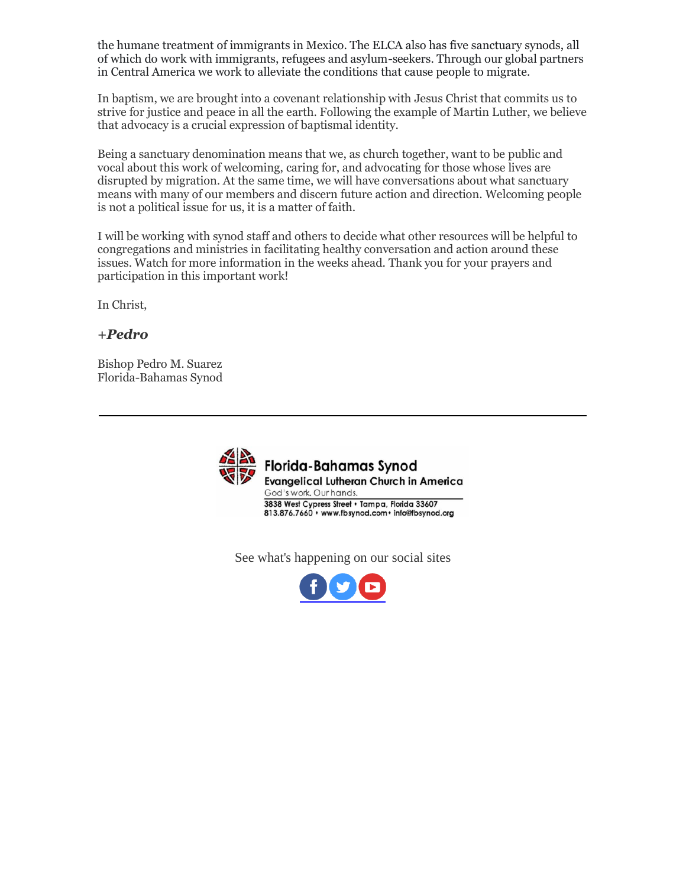the humane treatment of immigrants in Mexico. The ELCA also has five sanctuary synods, all of which do work with immigrants, refugees and asylum-seekers. Through our global partners in Central America we work to alleviate the conditions that cause people to migrate.

In baptism, we are brought into a covenant relationship with Jesus Christ that commits us to strive for justice and peace in all the earth. Following the example of Martin Luther, we believe that advocacy is a crucial expression of baptismal identity.

Being a sanctuary denomination means that we, as church together, want to be public and vocal about this work of welcoming, caring for, and advocating for those whose lives are disrupted by migration. At the same time, we will have conversations about what sanctuary means with many of our members and discern future action and direction. Welcoming people is not a political issue for us, it is a matter of faith.

I will be working with synod staff and others to decide what other resources will be helpful to congregations and ministries in facilitating healthy conversation and action around these issues. Watch for more information in the weeks ahead. Thank you for your prayers and participation in this important work!

In Christ,

***+Pedro***

Bishop Pedro M. Suarez
Florida-Bahamas Synod

---

**Florida-Bahamas Synod**
**Evangelical Lutheran Church in America**
God's work. Our hands.
3838 West Cypress Street • Tampa, Florida 33607
813.876.7660 • www.fbsynod.com • info@fbsynod.org

See what's happening on our social sites